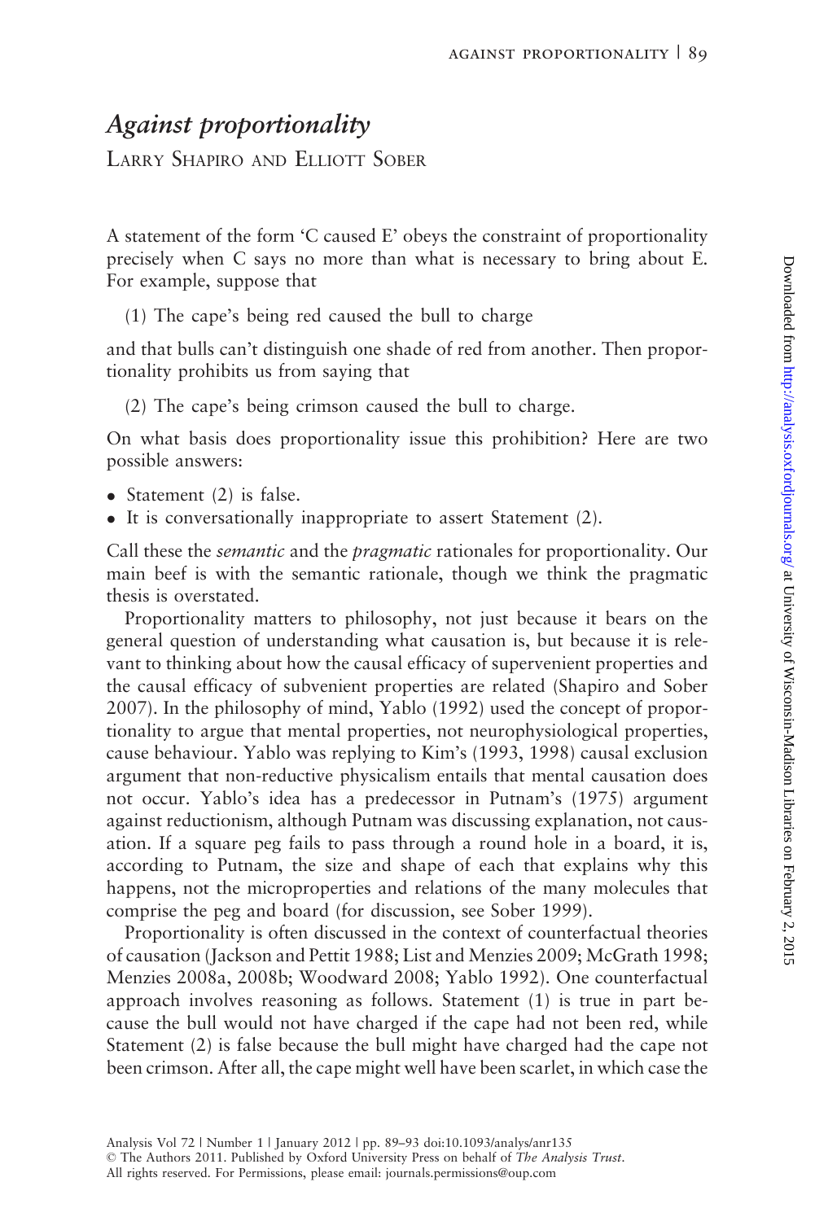# *Against proportionality*

Larry Shapiro and Elliott Sober

A statement of the form 'C caused E' obeys the constraint of proportionality precisely when C says no more than what is necessary to bring about E. For example, suppose that

(1) The cape's being red caused the bull to charge

and that bulls can't distinguish one shade of red from another. Then proportionality prohibits us from saying that

(2) The cape's being crimson caused the bull to charge.

On what basis does proportionality issue this prohibition? Here are two possible answers:

- Statement (2) is false.
- It is conversationally inappropriate to assert Statement (2).

Call these the *semantic* and the *pragmatic* rationales for proportionality. Our main beef is with the semantic rationale, though we think the pragmatic thesis is overstated.

Proportionality matters to philosophy, not just because it bears on the general question of understanding what causation is, but because it is relevant to thinking about how the causal efficacy of supervenient properties and the causal efficacy of subvenient properties are related (Shapiro and Sober 2007). In the philosophy of mind, Yablo (1992) used the concept of proportionality to argue that mental properties, not neurophysiological properties, cause behaviour. Yablo was replying to Kim's (1993, 1998) causal exclusion argument that non-reductive physicalism entails that mental causation does not occur. Yablo's idea has a predecessor in Putnam's (1975) argument against reductionism, although Putnam was discussing explanation, not causation. If a square peg fails to pass through a round hole in a board, it is, according to Putnam, the size and shape of each that explains why this happens, not the microproperties and relations of the many molecules that comprise the peg and board (for discussion, see Sober 1999).

Proportionality is often discussed in the context of counterfactual theories of causation (Jackson and Pettit 1988; List and Menzies 2009; McGrath 1998; Menzies 2008a, 2008b; Woodward 2008; Yablo 1992). One counterfactual approach involves reasoning as follows. Statement (1) is true in part because the bull would not have charged if the cape had not been red, while Statement (2) is false because the bull might have charged had the cape not been crimson. After all, the cape might well have been scarlet, in which case the

Analysis Vol 72 | Number 1 | January 2012 | pp. 89–93 doi:10.1093/analys/anr135
© The Authors 2011. Published by Oxford University Press on behalf of *The Analysis Trust*.
All rights reserved. For Permissions, please email: journals.permissions@oup.com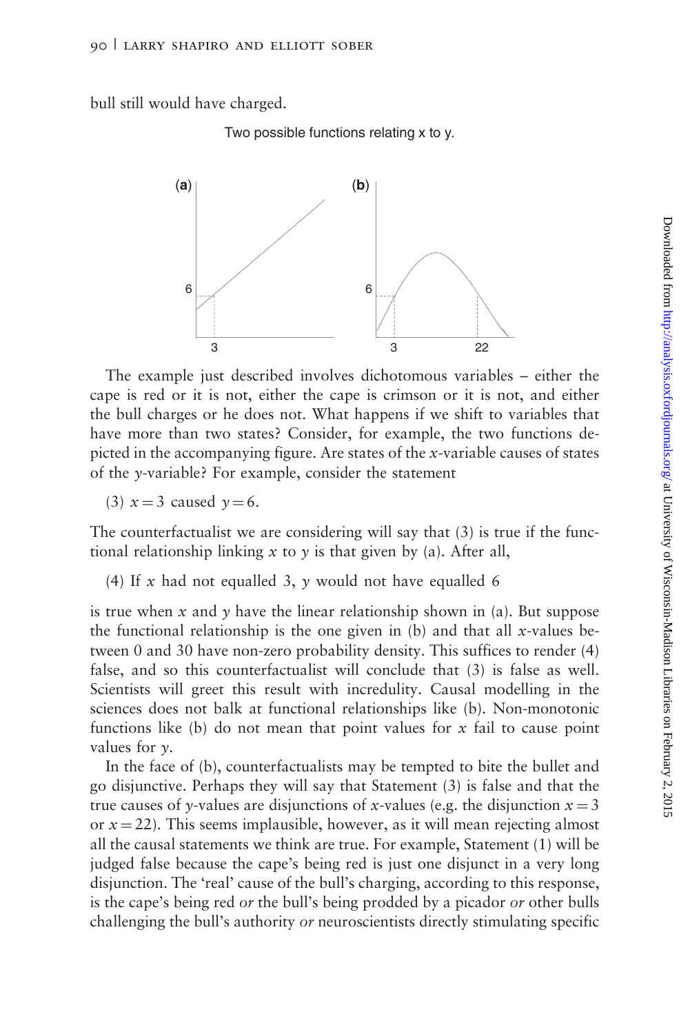bull still would have charged.

Two possible functions relating x to y.

The example just described involves dichotomous variables – either the cape is red or it is not, either the cape is crimson or it is not, and either the bull charges or he does not. What happens if we shift to variables that have more than two states? Consider, for example, the two functions depicted in the accompanying figure. Are states of the $x$-variable causes of states of the $y$-variable? For example, consider the statement

(3) $x = 3$ caused $y = 6$.

The counterfactualist we are considering will say that (3) is true if the functional relationship linking $x$ to $y$ is that given by (a). After all,

(4) If $x$ had not equalled 3, $y$ would not have equalled 6

is true when $x$ and $y$ have the linear relationship shown in (a). But suppose the functional relationship is the one given in (b) and that all $x$-values between 0 and 30 have non-zero probability density. This suffices to render (4) false, and so this counterfactualist will conclude that (3) is false as well. Scientists will greet this result with incredulity. Causal modelling in the sciences does not balk at functional relationships like (b). Non-monotonic functions like (b) do not mean that point values for $x$ fail to cause point values for $y$.

In the face of (b), counterfactualists may be tempted to bite the bullet and go disjunctive. Perhaps they will say that Statement (3) is false and that the true causes of $y$-values are disjunctions of $x$-values (e.g. the disjunction $x = 3$ or $x = 22$). This seems implausible, however, as it will mean rejecting almost all the causal statements we think are true. For example, Statement (1) will be judged false because the cape's being red is just one disjunct in a very long disjunction. The 'real' cause of the bull's charging, according to this response, is the cape's being red *or* the bull's being prodded by a picador *or* other bulls challenging the bull's authority *or* neuroscientists directly stimulating specific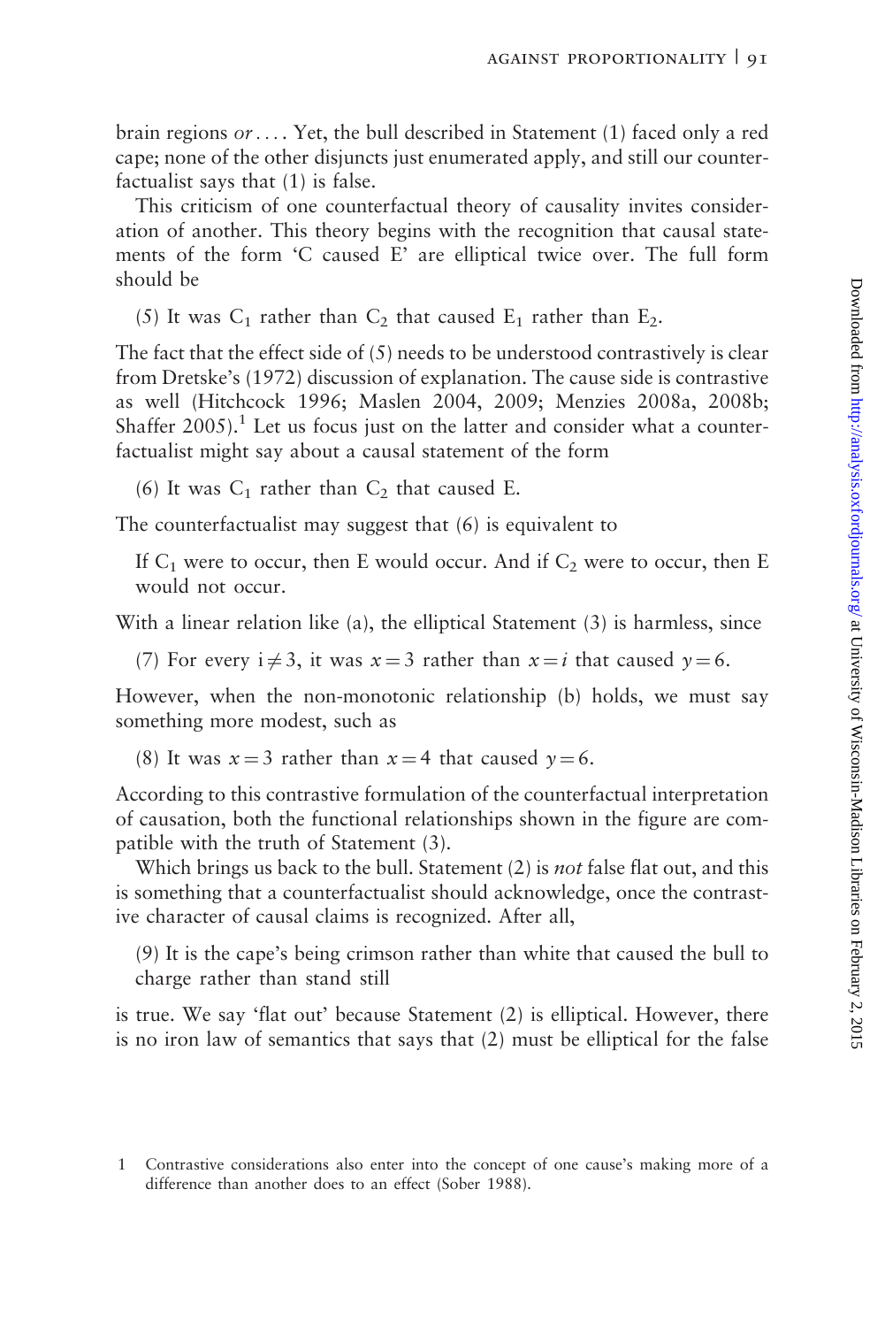brain regions *or*.... Yet, the bull described in Statement (1) faced only a red cape; none of the other disjuncts just enumerated apply, and still our counterfactualist says that (1) is false.

This criticism of one counterfactual theory of causality invites consideration of another. This theory begins with the recognition that causal statements of the form 'C caused E' are elliptical twice over. The full form should be

(5) It was $C_1$ rather than $C_2$ that caused $E_1$ rather than $E_2$.

The fact that the effect side of (5) needs to be understood contrastively is clear from Dretske's (1972) discussion of explanation. The cause side is contrastive as well (Hitchcock 1996; Maslen 2004, 2009; Menzies 2008a, 2008b; Shaffer 2005).[1] Let us focus just on the latter and consider what a counterfactualist might say about a causal statement of the form

(6) It was $C_1$ rather than $C_2$ that caused E.

The counterfactualist may suggest that (6) is equivalent to

> If $C_1$ were to occur, then E would occur. And if $C_2$ were to occur, then E would not occur.

With a linear relation like (a), the elliptical Statement (3) is harmless, since

(7) For every $i \neq 3$, it was $x = 3$ rather than $x = i$ that caused $y = 6$.

However, when the non-monotonic relationship (b) holds, we must say something more modest, such as

(8) It was $x = 3$ rather than $x = 4$ that caused $y = 6$.

According to this contrastive formulation of the counterfactual interpretation of causation, both the functional relationships shown in the figure are compatible with the truth of Statement (3).

Which brings us back to the bull. Statement (2) is *not* false flat out, and this is something that a counterfactualist should acknowledge, once the contrastive character of causal claims is recognized. After all,

(9) It is the cape's being crimson rather than white that caused the bull to charge rather than stand still

is true. We say 'flat out' because Statement (2) is elliptical. However, there is no iron law of semantics that says that (2) must be elliptical for the false

[1] Contrastive considerations also enter into the concept of one cause's making more of a difference than another does to an effect (Sober 1988).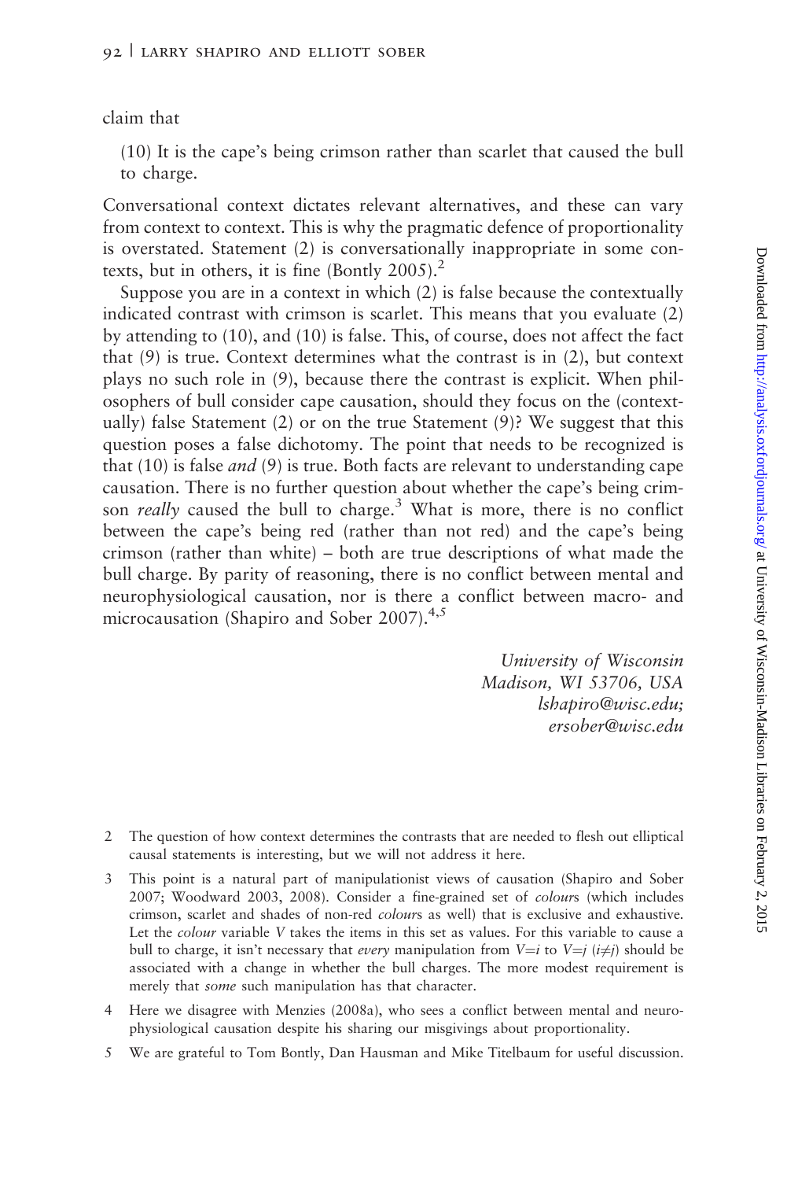claim that

(10) It is the cape's being crimson rather than scarlet that caused the bull to charge.

Conversational context dictates relevant alternatives, and these can vary from context to context. This is why the pragmatic defence of proportionality is overstated. Statement (2) is conversationally inappropriate in some contexts, but in others, it is fine (Bontly 2005).[2]

Suppose you are in a context in which (2) is false because the contextually indicated contrast with crimson is scarlet. This means that you evaluate (2) by attending to (10), and (10) is false. This, of course, does not affect the fact that (9) is true. Context determines what the contrast is in (2), but context plays no such role in (9), because there the contrast is explicit. When philosophers of bull consider cape causation, should they focus on the (contextually) false Statement (2) or on the true Statement (9)? We suggest that this question poses a false dichotomy. The point that needs to be recognized is that (10) is false *and* (9) is true. Both facts are relevant to understanding cape causation. There is no further question about whether the cape's being crimson *really* caused the bull to charge.[3] What is more, there is no conflict between the cape's being red (rather than not red) and the cape's being crimson (rather than white) – both are true descriptions of what made the bull charge. By parity of reasoning, there is no conflict between mental and neurophysiological causation, nor is there a conflict between macro- and microcausation (Shapiro and Sober 2007).[4,5]

*University of Wisconsin*
*Madison, WI 53706, USA*
*lshapiro@wisc.edu;*
*ersober@wisc.edu*

---

2 The question of how context determines the contrasts that are needed to flesh out elliptical causal statements is interesting, but we will not address it here.

3 This point is a natural part of manipulationist views of causation (Shapiro and Sober 2007; Woodward 2003, 2008). Consider a fine-grained set of *colour*s (which includes crimson, scarlet and shades of non-red *colour*s as well) that is exclusive and exhaustive. Let the *colour* variable $V$ takes the items in this set as values. For this variable to cause a bull to charge, it isn't necessary that *every* manipulation from $V=i$ to $V=j$ ($i \neq j$) should be associated with a change in whether the bull charges. The more modest requirement is merely that *some* such manipulation has that character.

4 Here we disagree with Menzies (2008a), who sees a conflict between mental and neurophysiological causation despite his sharing our misgivings about proportionality.

5 We are grateful to Tom Bontly, Dan Hausman and Mike Titelbaum for useful discussion.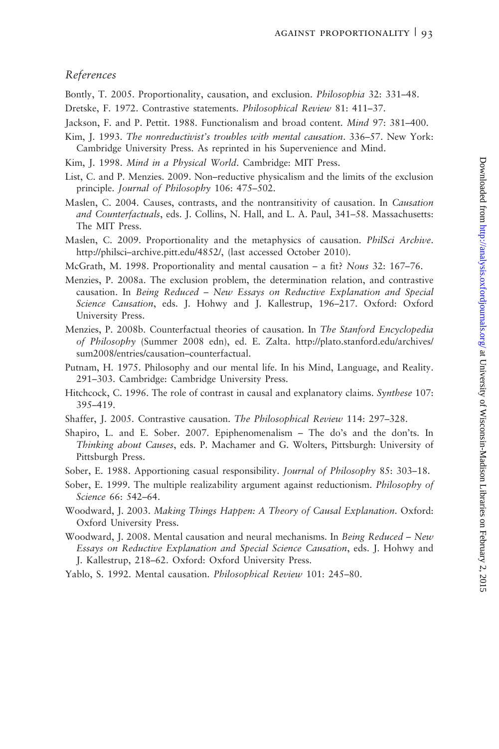## *References*

Bontly, T. 2005. Proportionality, causation, and exclusion. *Philosophia* 32: 331–48.

Dretske, F. 1972. Contrastive statements. *Philosophical Review* 81: 411–37.

Jackson, F. and P. Pettit. 1988. Functionalism and broad content. *Mind* 97: 381–400.

Kim, J. 1993. *The nonreductivist's troubles with mental causation*. 336–57. New York: Cambridge University Press. As reprinted in his Supervenience and Mind.

Kim, J. 1998. *Mind in a Physical World*. Cambridge: MIT Press.

List, C. and P. Menzies. 2009. Non–reductive physicalism and the limits of the exclusion principle. *Journal of Philosophy* 106: 475–502.

Maslen, C. 2004. Causes, contrasts, and the nontransitivity of causation. In *Causation and Counterfactuals*, eds. J. Collins, N. Hall, and L. A. Paul, 341–58. Massachusetts: The MIT Press.

Maslen, C. 2009. Proportionality and the metaphysics of causation. *PhilSci Archive*. http://philsci–archive.pitt.edu/4852/, (last accessed October 2010).

McGrath, M. 1998. Proportionality and mental causation – a fit? *Nous* 32: 167–76.

Menzies, P. 2008a. The exclusion problem, the determination relation, and contrastive causation. In *Being Reduced – New Essays on Reductive Explanation and Special Science Causation*, eds. J. Hohwy and J. Kallestrup, 196–217. Oxford: Oxford University Press.

Menzies, P. 2008b. Counterfactual theories of causation. In *The Stanford Encyclopedia of Philosophy* (Summer 2008 edn), ed. E. Zalta. http://plato.stanford.edu/archives/sum2008/entries/causation–counterfactual.

Putnam, H. 1975. Philosophy and our mental life. In his Mind, Language, and Reality. 291–303. Cambridge: Cambridge University Press.

Hitchcock, C. 1996. The role of contrast in causal and explanatory claims. *Synthese* 107: 395–419.

Shaffer, J. 2005. Contrastive causation. *The Philosophical Review* 114: 297–328.

Shapiro, L. and E. Sober. 2007. Epiphenomenalism – The do's and the don'ts. In *Thinking about Causes*, eds. P. Machamer and G. Wolters, Pittsburgh: University of Pittsburgh Press.

Sober, E. 1988. Apportioning casual responsibility. *Journal of Philosophy* 85: 303–18.

Sober, E. 1999. The multiple realizability argument against reductionism. *Philosophy of Science* 66: 542–64.

Woodward, J. 2003. *Making Things Happen: A Theory of Causal Explanation*. Oxford: Oxford University Press.

Woodward, J. 2008. Mental causation and neural mechanisms. In *Being Reduced – New Essays on Reductive Explanation and Special Science Causation*, eds. J. Hohwy and J. Kallestrup, 218–62. Oxford: Oxford University Press.

Yablo, S. 1992. Mental causation. *Philosophical Review* 101: 245–80.